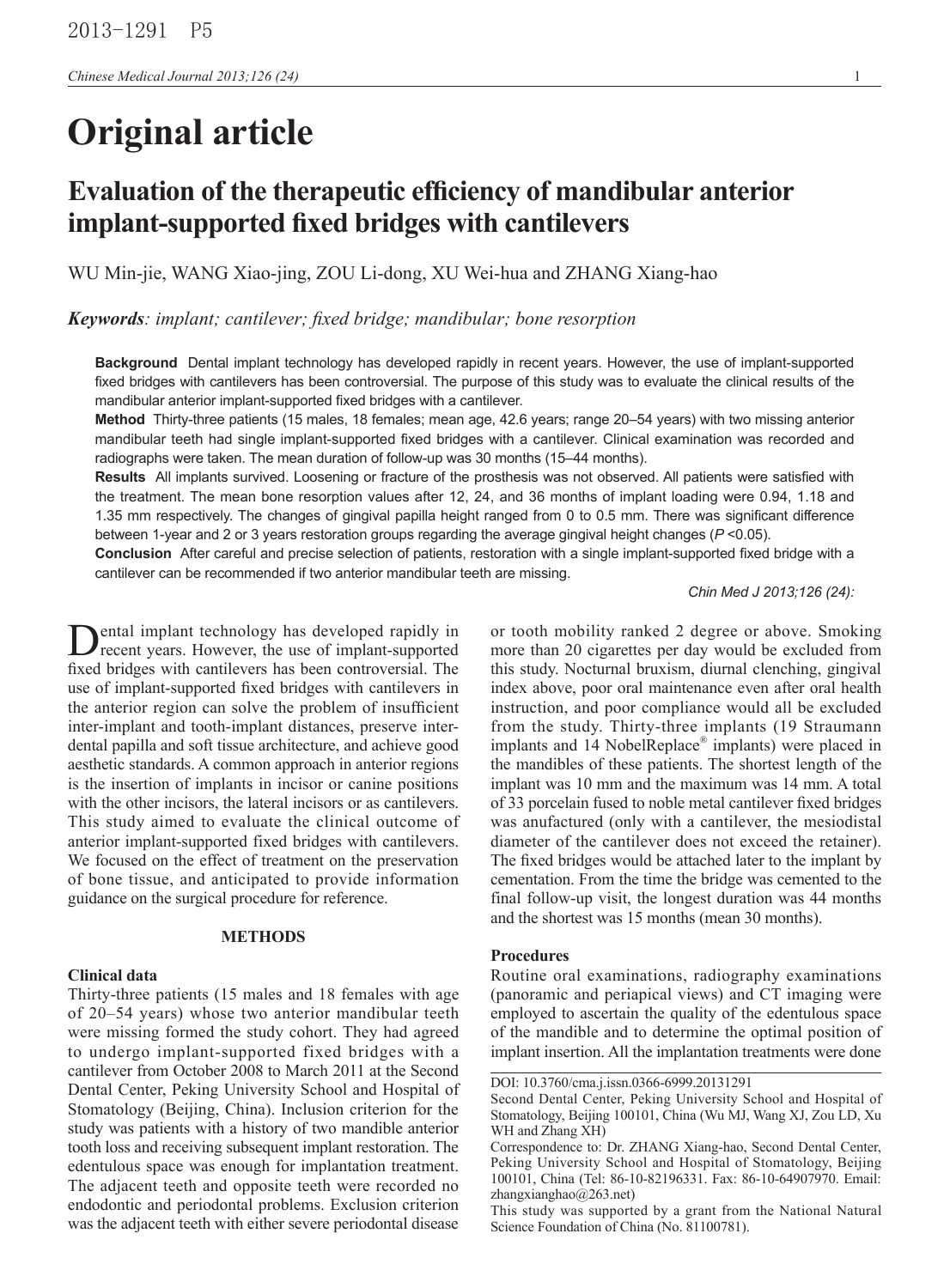2013-1291 P5

# Original article

## Evaluation of the therapeutic efficiency of mandibular anterior implant-supported fixed bridges with cantilevers

WU Min-jie, WANG Xiao-jing, ZOU Li-dong, XU Wei-hua and ZHANG Xiang-hao

***Keywords**: implant; cantilever; fixed bridge; mandibular; bone resorption*

**Background** Dental implant technology has developed rapidly in recent years. However, the use of implant-supported fixed bridges with cantilevers has been controversial. The purpose of this study was to evaluate the clinical results of the mandibular anterior implant-supported fixed bridges with a cantilever.

**Method** Thirty-three patients (15 males, 18 females; mean age, 42.6 years; range 20–54 years) with two missing anterior mandibular teeth had single implant-supported fixed bridges with a cantilever. Clinical examination was recorded and radiographs were taken. The mean duration of follow-up was 30 months (15–44 months).

**Results** All implants survived. Loosening or fracture of the prosthesis was not observed. All patients were satisfied with the treatment. The mean bone resorption values after 12, 24, and 36 months of implant loading were 0.94, 1.18 and 1.35 mm respectively. The changes of gingival papilla height ranged from 0 to 0.5 mm. There was significant difference between 1-year and 2 or 3 years restoration groups regarding the average gingival height changes ($P$ <0.05).

**Conclusion** After careful and precise selection of patients, restoration with a single implant-supported fixed bridge with a cantilever can be recommended if two anterior mandibular teeth are missing.

*Chin Med J 2013;126 (24):*

Dental implant technology has developed rapidly in recent years. However, the use of implant-supported fixed bridges with cantilevers has been controversial. The use of implant-supported fixed bridges with cantilevers in the anterior region can solve the problem of insufficient inter-implant and tooth-implant distances, preserve inter-dental papilla and soft tissue architecture, and achieve good aesthetic standards. A common approach in anterior regions is the insertion of implants in incisor or canine positions with the other incisors, the lateral incisors or as cantilevers. This study aimed to evaluate the clinical outcome of anterior implant-supported fixed bridges with cantilevers. We focused on the effect of treatment on the preservation of bone tissue, and anticipated to provide information guidance on the surgical procedure for reference.

### METHODS

#### Clinical data

Thirty-three patients (15 males and 18 females with age of 20–54 years) whose two anterior mandibular teeth were missing formed the study cohort. They had agreed to undergo implant-supported fixed bridges with a cantilever from October 2008 to March 2011 at the Second Dental Center, Peking University School and Hospital of Stomatology (Beijing, China). Inclusion criterion for the study was patients with a history of two mandible anterior tooth loss and receiving subsequent implant restoration. The edentulous space was enough for implantation treatment. The adjacent teeth and opposite teeth were recorded no endodontic and periodontal problems. Exclusion criterion was the adjacent teeth with either severe periodontal disease or tooth mobility ranked 2 degree or above. Smoking more than 20 cigarettes per day would be excluded from this study. Nocturnal bruxism, diurnal clenching, gingival index above, poor oral maintenance even after oral health instruction, and poor compliance would all be excluded from the study. Thirty-three implants (19 Straumann implants and 14 NobelReplace® implants) were placed in the mandibles of these patients. The shortest length of the implant was 10 mm and the maximum was 14 mm. A total of 33 porcelain fused to noble metal cantilever fixed bridges was anufactured (only with a cantilever, the mesiodistal diameter of the cantilever does not exceed the retainer). The fixed bridges would be attached later to the implant by cementation. From the time the bridge was cemented to the final follow-up visit, the longest duration was 44 months and the shortest was 15 months (mean 30 months).

#### Procedures

Routine oral examinations, radiography examinations (panoramic and periapical views) and CT imaging were employed to ascertain the quality of the edentulous space of the mandible and to determine the optimal position of implant insertion. All the implantation treatments were done

DOI: 10.3760/cma.j.issn.0366-6999.20131291

Second Dental Center, Peking University School and Hospital of Stomatology, Beijing 100101, China (Wu MJ, Wang XJ, Zou LD, Xu WH and Zhang XH)

Correspondence to: Dr. ZHANG Xiang-hao, Second Dental Center, Peking University School and Hospital of Stomatology, Beijing 100101, China (Tel: 86-10-82196331. Fax: 86-10-64907970. Email: zhangxianghao@263.net)

This study was supported by a grant from the National Natural Science Foundation of China (No. 81100781).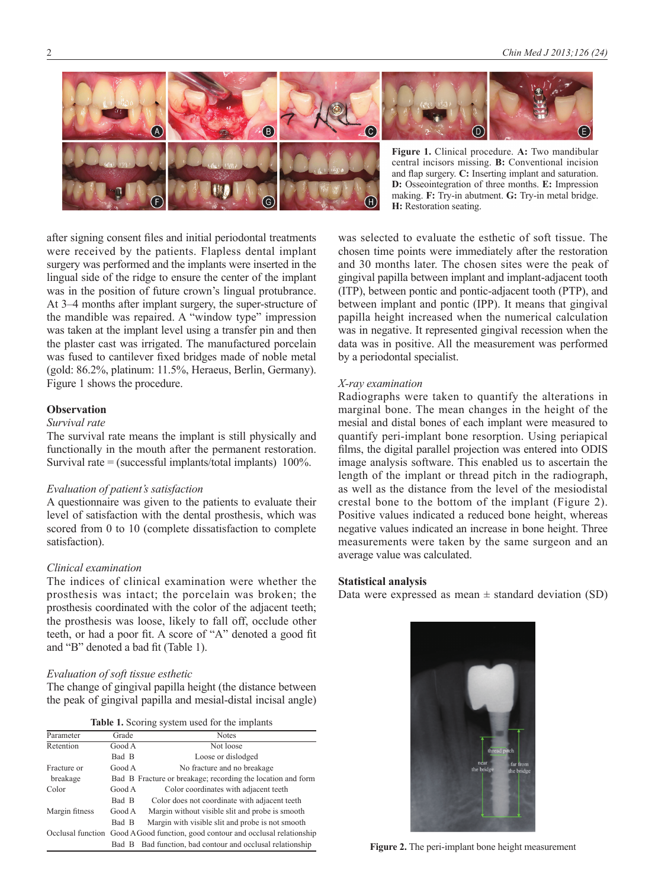Figure 1. Clinical procedure. **A:** Two mandibular central incisors missing. **B:** Conventional incision and flap surgery. **C:** Inserting implant and saturation. **D:** Osseointegration of three months. **E:** Impression making. **F:** Try-in abutment. **G:** Try-in metal bridge. **H:** Restoration seating.

after signing consent files and initial periodontal treatments were received by the patients. Flapless dental implant surgery was performed and the implants were inserted in the lingual side of the ridge to ensure the center of the implant was in the position of future crown's lingual protubrance. At 3–4 months after implant surgery, the super-structure of the mandible was repaired. A "window type" impression was taken at the implant level using a transfer pin and then the plaster cast was irrigated. The manufactured porcelain was fused to cantilever fixed bridges made of noble metal (gold: 86.2%, platinum: 11.5%, Heraeus, Berlin, Germany). Figure 1 shows the procedure.

### Observation

*Survival rate*

The survival rate means the implant is still physically and functionally in the mouth after the permanent restoration. Survival rate = (successful implants/total implants) 100%.

*Evaluation of patient's satisfaction*

A questionnaire was given to the patients to evaluate their level of satisfaction with the dental prosthesis, which was scored from 0 to 10 (complete dissatisfaction to complete satisfaction).

*Clinical examination*

The indices of clinical examination were whether the prosthesis was intact; the porcelain was broken; the prosthesis coordinated with the color of the adjacent teeth; the prosthesis was loose, likely to fall off, occlude other teeth, or had a poor fit. A score of "A" denoted a good fit and "B" denoted a bad fit (Table 1).

*Evaluation of soft tissue esthetic*

The change of gingival papilla height (the distance between the peak of gingival papilla and mesial-distal incisal angle) was selected to evaluate the esthetic of soft tissue. The chosen time points were immediately after the restoration and 30 months later. The chosen sites were the peak of gingival papilla between implant and implant-adjacent tooth (ITP), between pontic and pontic-adjacent tooth (PTP), and between implant and pontic (IPP). It means that gingival papilla height increased when the numerical calculation was in negative. It represented gingival recession when the data was in positive. All the measurement was performed by a periodontal specialist.

**Table 1.** Scoring system used for the implants

| Parameter | Grade | Notes |
|---|---|---|
| Retention | Good A | Not loose |
| | Bad B | Loose or dislodged |
| Fracture or breakage | Good A | No fracture and no breakage |
| | Bad B | Fracture or breakage; recording the location and form |
| Color | Good A | Color coordinates with adjacent teeth |
| | Bad B | Color does not coordinate with adjacent teeth |
| Margin fitness | Good A | Margin without visible slit and probe is smooth |
| | Bad B | Margin with visible slit and probe is not smooth |
| Occlusal function | Good A | Good function, good contour and occlusal relationship |
| | Bad B | Bad function, bad contour and occlusal relationship |

*X-ray examination*

Radiographs were taken to quantify the alterations in marginal bone. The mean changes in the height of the mesial and distal bones of each implant were measured to quantify peri-implant bone resorption. Using periapical films, the digital parallel projection was entered into ODIS image analysis software. This enabled us to ascertain the length of the implant or thread pitch in the radiograph, as well as the distance from the level of the mesiodistal crestal bone to the bottom of the implant (Figure 2). Positive values indicated a reduced bone height, whereas negative values indicated an increase in bone height. Three measurements were taken by the same surgeon and an average value was calculated.

### Statistical analysis

Data were expressed as mean ± standard deviation (SD)

**Figure 2.** The peri-implant bone height measurement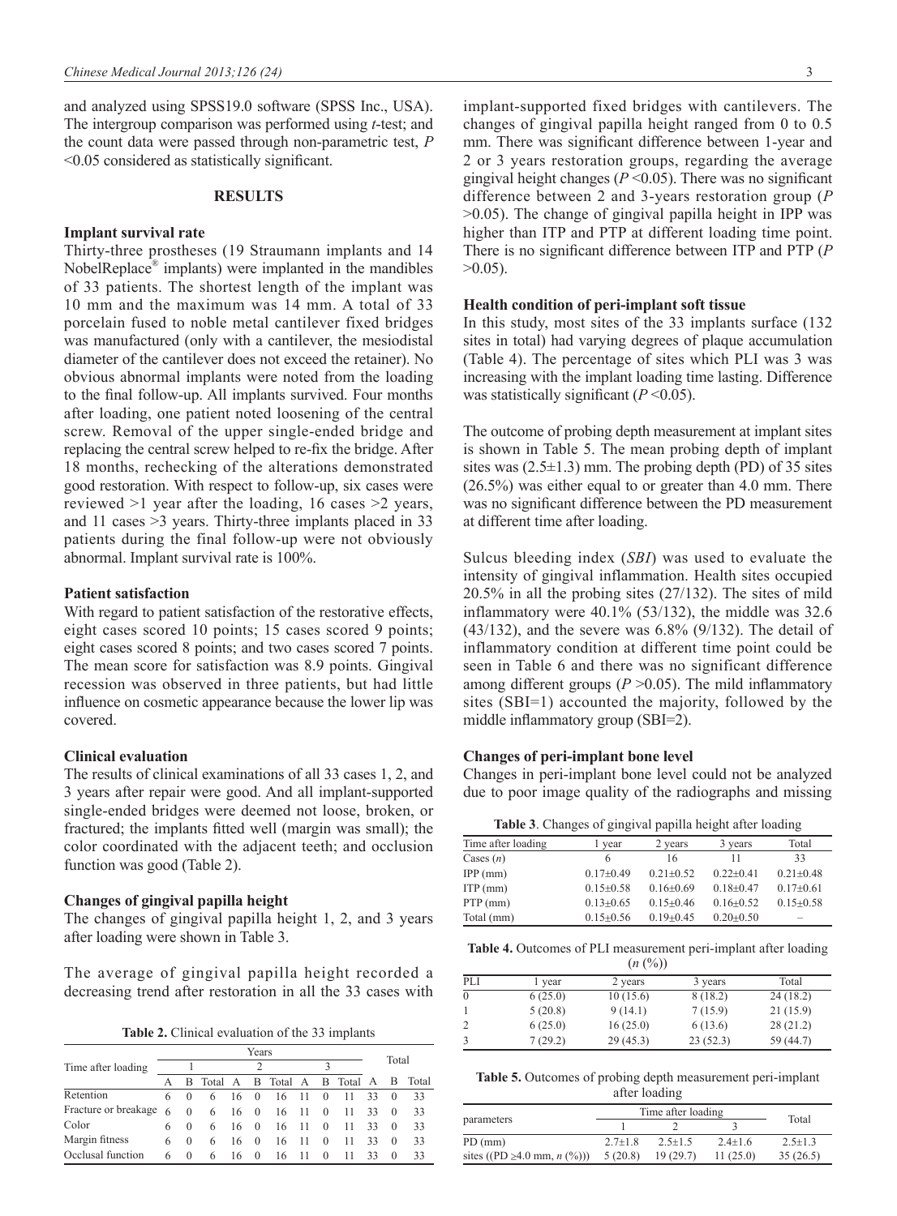and analyzed using SPSS19.0 software (SPSS Inc., USA). The intergroup comparison was performed using *t*-test; and the count data were passed through non-parametric test, $P$ <0.05 considered as statistically significant.

## RESULTS

### Implant survival rate

Thirty-three prostheses (19 Straumann implants and 14 NobelReplace® implants) were implanted in the mandibles of 33 patients. The shortest length of the implant was 10 mm and the maximum was 14 mm. A total of 33 porcelain fused to noble metal cantilever fixed bridges was manufactured (only with a cantilever, the mesiodistal diameter of the cantilever does not exceed the retainer). No obvious abnormal implants were noted from the loading to the final follow-up. All implants survived. Four months after loading, one patient noted loosening of the central screw. Removal of the upper single-ended bridge and replacing the central screw helped to re-fix the bridge. After 18 months, rechecking of the alterations demonstrated good restoration. With respect to follow-up, six cases were reviewed >1 year after the loading, 16 cases >2 years, and 11 cases >3 years. Thirty-three implants placed in 33 patients during the final follow-up were not obviously abnormal. Implant survival rate is 100%.

### Patient satisfaction

With regard to patient satisfaction of the restorative effects, eight cases scored 10 points; 15 cases scored 9 points; eight cases scored 8 points; and two cases scored 7 points. The mean score for satisfaction was 8.9 points. Gingival recession was observed in three patients, but had little influence on cosmetic appearance because the lower lip was covered.

### Clinical evaluation

The results of clinical examinations of all 33 cases 1, 2, and 3 years after repair were good. And all implant-supported single-ended bridges were deemed not loose, broken, or fractured; the implants fitted well (margin was small); the color coordinated with the adjacent teeth; and occlusion function was good (Table 2).

**Table 2.** Clinical evaluation of the 33 implants

| Time after loading | Years | | | | | | | | | Total | | |
|---|---|---|---|---|---|---|---|---|---|---|---|---|
| | 1 | | | 2 | | | 3 | | | | | |
| | A | B | Total | A | B | Total | A | B | Total | A | B | Total |
| Retention | 6 | 0 | 6 | 16 | 0 | 16 | 11 | 0 | 11 | 33 | 0 | 33 |
| Fracture or breakage | 6 | 0 | 6 | 16 | 0 | 16 | 11 | 0 | 11 | 33 | 0 | 33 |
| Color | 6 | 0 | 6 | 16 | 0 | 16 | 11 | 0 | 11 | 33 | 0 | 33 |
| Margin fitness | 6 | 0 | 6 | 16 | 0 | 16 | 11 | 0 | 11 | 33 | 0 | 33 |
| Occlusal function | 6 | 0 | 6 | 16 | 0 | 16 | 11 | 0 | 11 | 33 | 0 | 33 |

### Changes of gingival papilla height

The changes of gingival papilla height 1, 2, and 3 years after loading were shown in Table 3.

The average of gingival papilla height recorded a decreasing trend after restoration in all the 33 cases with implant-supported fixed bridges with cantilevers. The changes of gingival papilla height ranged from 0 to 0.5 mm. There was significant difference between 1-year and 2 or 3 years restoration groups, regarding the average gingival height changes ($P$ <0.05). There was no significant difference between 2 and 3-years restoration group ($P$ >0.05). The change of gingival papilla height in IPP was higher than ITP and PTP at different loading time point. There is no significant difference between ITP and PTP ($P$ >0.05).

**Table 3**. Changes of gingival papilla height after loading

| Time after loading | 1 year | 2 years | 3 years | Total |
|---|---|---|---|---|
| Cases (*n*) | 6 | 16 | 11 | 33 |
| IPP (mm) | 0.17±0.49 | 0.21±0.52 | 0.22±0.41 | 0.21±0.48 |
| ITP (mm) | 0.15±0.58 | 0.16±0.69 | 0.18±0.47 | 0.17±0.61 |
| PTP (mm) | 0.13±0.65 | 0.15±0.46 | 0.16±0.52 | 0.15±0.58 |
| Total (mm) | 0.15±0.56 | 0.19±0.45 | 0.20±0.50 | – |

### Health condition of peri-implant soft tissue

In this study, most sites of the 33 implants surface (132 sites in total) had varying degrees of plaque accumulation (Table 4). The percentage of sites which PLI was 3 was increasing with the implant loading time lasting. Difference was statistically significant ($P$ <0.05).

**Table 4.** Outcomes of PLI measurement peri-implant after loading ($n$ (%))

| PLI | 1 year | 2 years | 3 years | Total |
|---|---|---|---|---|
| 0 | 6 (25.0) | 10 (15.6) | 8 (18.2) | 24 (18.2) |
| 1 | 5 (20.8) | 9 (14.1) | 7 (15.9) | 21 (15.9) |
| 2 | 6 (25.0) | 16 (25.0) | 6 (13.6) | 28 (21.2) |
| 3 | 7 (29.2) | 29 (45.3) | 23 (52.3) | 59 (44.7) |

The outcome of probing depth measurement at implant sites is shown in Table 5. The mean probing depth of implant sites was (2.5±1.3) mm. The probing depth (PD) of 35 sites (26.5%) was either equal to or greater than 4.0 mm. There was no significant difference between the PD measurement at different time after loading.

**Table 5.** Outcomes of probing depth measurement peri-implant after loading

| parameters | Time after loading | | | Total |
|---|---|---|---|---|
| | 1 | 2 | 3 | |
| PD (mm) | 2.7±1.8 | 2.5±1.5 | 2.4±1.6 | 2.5±1.3 |
| sites ((PD ≥4.0 mm, $n$ (%))) | 5 (20.8) | 19 (29.7) | 11 (25.0) | 35 (26.5) |

Sulcus bleeding index (*SBI*) was used to evaluate the intensity of gingival inflammation. Health sites occupied 20.5% in all the probing sites (27/132). The sites of mild inflammatory were 40.1% (53/132), the middle was 32.6 (43/132), and the severe was 6.8% (9/132). The detail of inflammatory condition at different time point could be seen in Table 6 and there was no significant difference among different groups ($P$ >0.05). The mild inflammatory sites (SBI=1) accounted the majority, followed by the middle inflammatory group (SBI=2).

### Changes of peri-implant bone level

Changes in peri-implant bone level could not be analyzed due to poor image quality of the radiographs and missing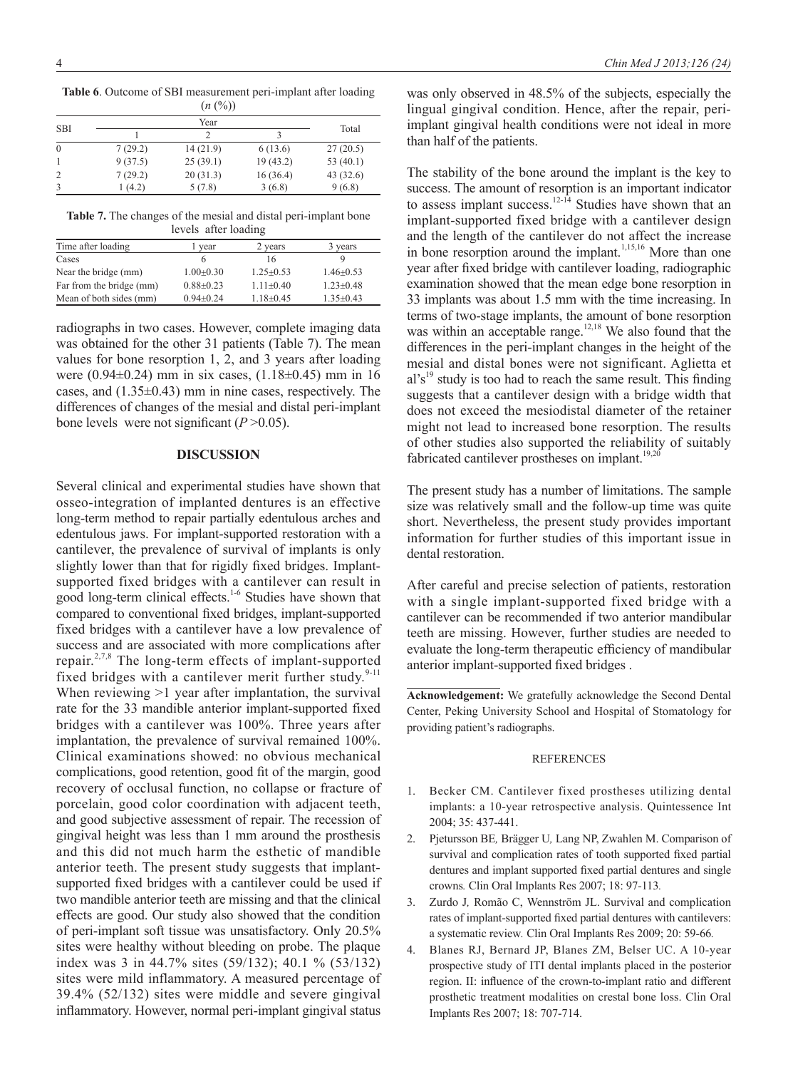**Table 6**. Outcome of SBI measurement peri-implant after loading ($n$ (%))

| SBI | Year | | | Total |
|---|---|---|---|---|
| | 1 | 2 | 3 | |
| 0 | 7 (29.2) | 14 (21.9) | 6 (13.6) | 27 (20.5) |
| 1 | 9 (37.5) | 25 (39.1) | 19 (43.2) | 53 (40.1) |
| 2 | 7 (29.2) | 20 (31.3) | 16 (36.4) | 43 (32.6) |
| 3 | 1 (4.2) | 5 (7.8) | 3 (6.8) | 9 (6.8) |

**Table 7.** The changes of the mesial and distal peri-implant bone levels after loading

| Time after loading | 1 year | 2 years | 3 years |
|---|---|---|---|
| Cases | 6 | 16 | 9 |
| Near the bridge (mm) | 1.00±0.30 | 1.25±0.53 | 1.46±0.53 |
| Far from the bridge (mm) | 0.88±0.23 | 1.11±0.40 | 1.23±0.48 |
| Mean of both sides (mm) | 0.94±0.24 | 1.18±0.45 | 1.35±0.43 |

radiographs in two cases. However, complete imaging data was obtained for the other 31 patients (Table 7). The mean values for bone resorption 1, 2, and 3 years after loading were (0.94±0.24) mm in six cases, (1.18±0.45) mm in 16 cases, and (1.35±0.43) mm in nine cases, respectively. The differences of changes of the mesial and distal peri-implant bone levels were not significant ($P$ >0.05).

## DISCUSSION

Several clinical and experimental studies have shown that osseo-integration of implanted dentures is an effective long-term method to repair partially edentulous arches and edentulous jaws. For implant-supported restoration with a cantilever, the prevalence of survival of implants is only slightly lower than that for rigidly fixed bridges. Implant-supported fixed bridges with a cantilever can result in good long-term clinical effects.[1-6] Studies have shown that compared to conventional fixed bridges, implant-supported fixed bridges with a cantilever have a low prevalence of success and are associated with more complications after repair.[2,7,8] The long-term effects of implant-supported fixed bridges with a cantilever merit further study.[9-11] When reviewing >1 year after implantation, the survival rate for the 33 mandible anterior implant-supported fixed bridges with a cantilever was 100%. Three years after implantation, the prevalence of survival remained 100%. Clinical examinations showed: no obvious mechanical complications, good retention, good fit of the margin, good recovery of occlusal function, no collapse or fracture of porcelain, good color coordination with adjacent teeth, and good subjective assessment of repair. The recession of gingival height was less than 1 mm around the prosthesis and this did not much harm the esthetic of mandible anterior teeth. The present study suggests that implant-supported fixed bridges with a cantilever could be used if two mandible anterior teeth are missing and that the clinical effects are good. Our study also showed that the condition of peri-implant soft tissue was unsatisfactory. Only 20.5% sites were healthy without bleeding on probe. The plaque index was 3 in 44.7% sites (59/132); 40.1 % (53/132) sites were mild inflammatory. A measured percentage of 39.4% (52/132) sites were middle and severe gingival inflammatory. However, normal peri-implant gingival status was only observed in 48.5% of the subjects, especially the lingual gingival condition. Hence, after the repair, peri-implant gingival health conditions were not ideal in more than half of the patients.

The stability of the bone around the implant is the key to success. The amount of resorption is an important indicator to assess implant success.[12-14] Studies have shown that an implant-supported fixed bridge with a cantilever design and the length of the cantilever do not affect the increase in bone resorption around the implant.[1,15,16] More than one year after fixed bridge with cantilever loading, radiographic examination showed that the mean edge bone resorption in 33 implants was about 1.5 mm with the time increasing. In terms of two-stage implants, the amount of bone resorption was within an acceptable range.[12,18] We also found that the differences in the peri-implant changes in the height of the mesial and distal bones were not significant. Aglietta et al's[19] study is too had to reach the same result. This finding suggests that a cantilever design with a bridge width that does not exceed the mesiodistal diameter of the retainer might not lead to increased bone resorption. The results of other studies also supported the reliability of suitably fabricated cantilever prostheses on implant.[19,20]

The present study has a number of limitations. The sample size was relatively small and the follow-up time was quite short. Nevertheless, the present study provides important information for further studies of this important issue in dental restoration.

After careful and precise selection of patients, restoration with a single implant-supported fixed bridge with a cantilever can be recommended if two anterior mandibular teeth are missing. However, further studies are needed to evaluate the long-term therapeutic efficiency of mandibular anterior implant-supported fixed bridges .

**Acknowledgement:** We gratefully acknowledge the Second Dental Center, Peking University School and Hospital of Stomatology for providing patient's radiographs.

## REFERENCES

1. Becker CM. Cantilever fixed prostheses utilizing dental implants: a 10-year retrospective analysis. Quintessence Int 2004; 35: 437-441.
2. Pjetursson BE, Brägger U, Lang NP, Zwahlen M. Comparison of survival and complication rates of tooth supported fixed partial dentures and implant supported fixed partial dentures and single crowns. Clin Oral Implants Res 2007; 18: 97-113.
3. Zurdo J, Romão C, Wennström JL. Survival and complication rates of implant-supported fixed partial dentures with cantilevers: a systematic review. Clin Oral Implants Res 2009; 20: 59-66.
4. Blanes RJ, Bernard JP, Blanes ZM, Belser UC. A 10-year prospective study of ITI dental implants placed in the posterior region. II: influence of the crown-to-implant ratio and different prosthetic treatment modalities on crestal bone loss. Clin Oral Implants Res 2007; 18: 707-714.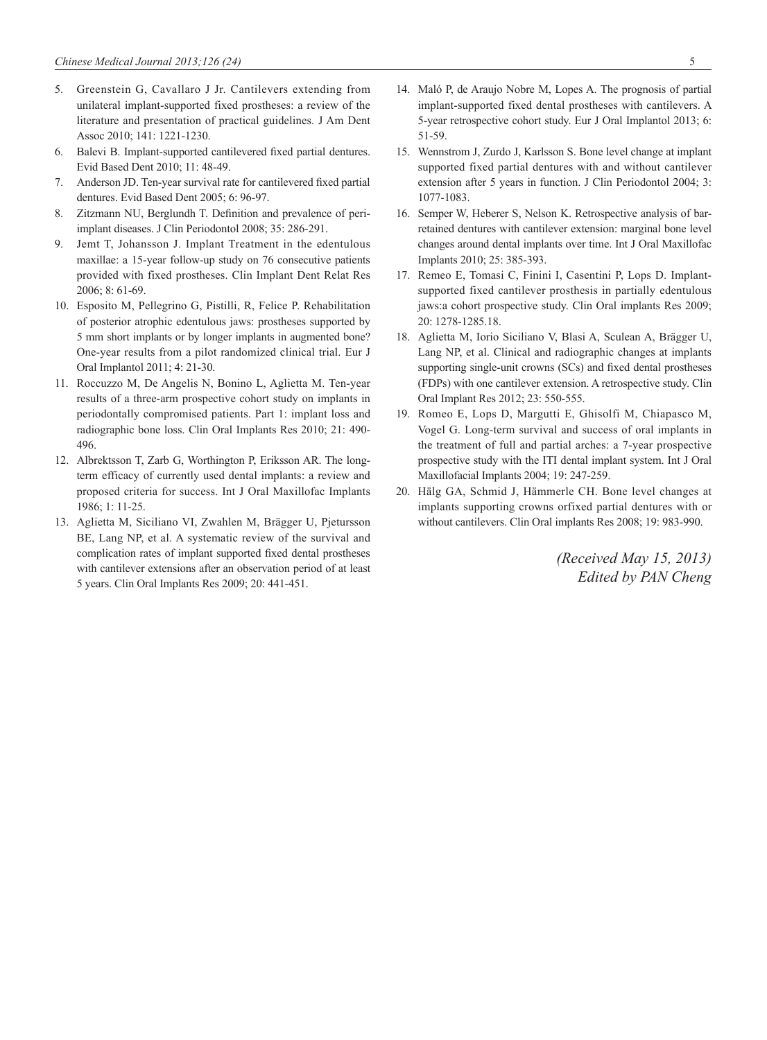5. Greenstein G, Cavallaro J Jr. Cantilevers extending from unilateral implant-supported fixed prostheses: a review of the literature and presentation of practical guidelines. J Am Dent Assoc 2010; 141: 1221-1230.
6. Balevi B. Implant-supported cantilevered fixed partial dentures. Evid Based Dent 2010; 11: 48-49.
7. Anderson JD. Ten-year survival rate for cantilevered fixed partial dentures. Evid Based Dent 2005; 6: 96-97.
8. Zitzmann NU, Berglundh T. Definition and prevalence of peri-implant diseases. J Clin Periodontol 2008; 35: 286-291.
9. Jemt T, Johansson J. Implant Treatment in the edentulous maxillae: a 15-year follow-up study on 76 consecutive patients provided with fixed prostheses. Clin Implant Dent Relat Res 2006; 8: 61-69.
10. Esposito M, Pellegrino G, Pistilli, R, Felice P. Rehabilitation of posterior atrophic edentulous jaws: prostheses supported by 5 mm short implants or by longer implants in augmented bone? One-year results from a pilot randomized clinical trial. Eur J Oral Implantol 2011; 4: 21-30.
11. Roccuzzo M, De Angelis N, Bonino L, Aglietta M. Ten-year results of a three-arm prospective cohort study on implants in periodontally compromised patients. Part 1: implant loss and radiographic bone loss. Clin Oral Implants Res 2010; 21: 490-496.
12. Albrektsson T, Zarb G, Worthington P, Eriksson AR. The long-term efficacy of currently used dental implants: a review and proposed criteria for success. Int J Oral Maxillofac Implants 1986; 1: 11-25.
13. Aglietta M, Siciliano VI, Zwahlen M, Brägger U, Pjetursson BE, Lang NP, et al. A systematic review of the survival and complication rates of implant supported fixed dental prostheses with cantilever extensions after an observation period of at least 5 years. Clin Oral Implants Res 2009; 20: 441-451.
14. Maló P, de Araujo Nobre M, Lopes A. The prognosis of partial implant-supported fixed dental prostheses with cantilevers. A 5-year retrospective cohort study. Eur J Oral Implantol 2013; 6: 51-59.
15. Wennstrom J, Zurdo J, Karlsson S. Bone level change at implant supported fixed partial dentures with and without cantilever extension after 5 years in function. J Clin Periodontol 2004; 3: 1077-1083.
16. Semper W, Heberer S, Nelson K. Retrospective analysis of bar-retained dentures with cantilever extension: marginal bone level changes around dental implants over time. Int J Oral Maxillofac Implants 2010; 25: 385-393.
17. Remeo E, Tomasi C, Finini I, Casentini P, Lops D. Implant-supported fixed cantilever prosthesis in partially edentulous jaws:a cohort prospective study. Clin Oral implants Res 2009; 20: 1278-1285.18.
18. Aglietta M, Iorio Siciliano V, Blasi A, Sculean A, Brägger U, Lang NP, et al. Clinical and radiographic changes at implants supporting single-unit crowns (SCs) and fixed dental prostheses (FDPs) with one cantilever extension. A retrospective study. Clin Oral Implant Res 2012; 23: 550-555.
19. Romeo E, Lops D, Margutti E, Ghisolfi M, Chiapasco M, Vogel G. Long-term survival and success of oral implants in the treatment of full and partial arches: a 7-year prospective prospective study with the ITI dental implant system. Int J Oral Maxillofacial Implants 2004; 19: 247-259.
20. Hälg GA, Schmid J, Hämmerle CH. Bone level changes at implants supporting crowns orfixed partial dentures with or without cantilevers. Clin Oral implants Res 2008; 19: 983-990.

*(Received May 15, 2013)*
*Edited by PAN Cheng*